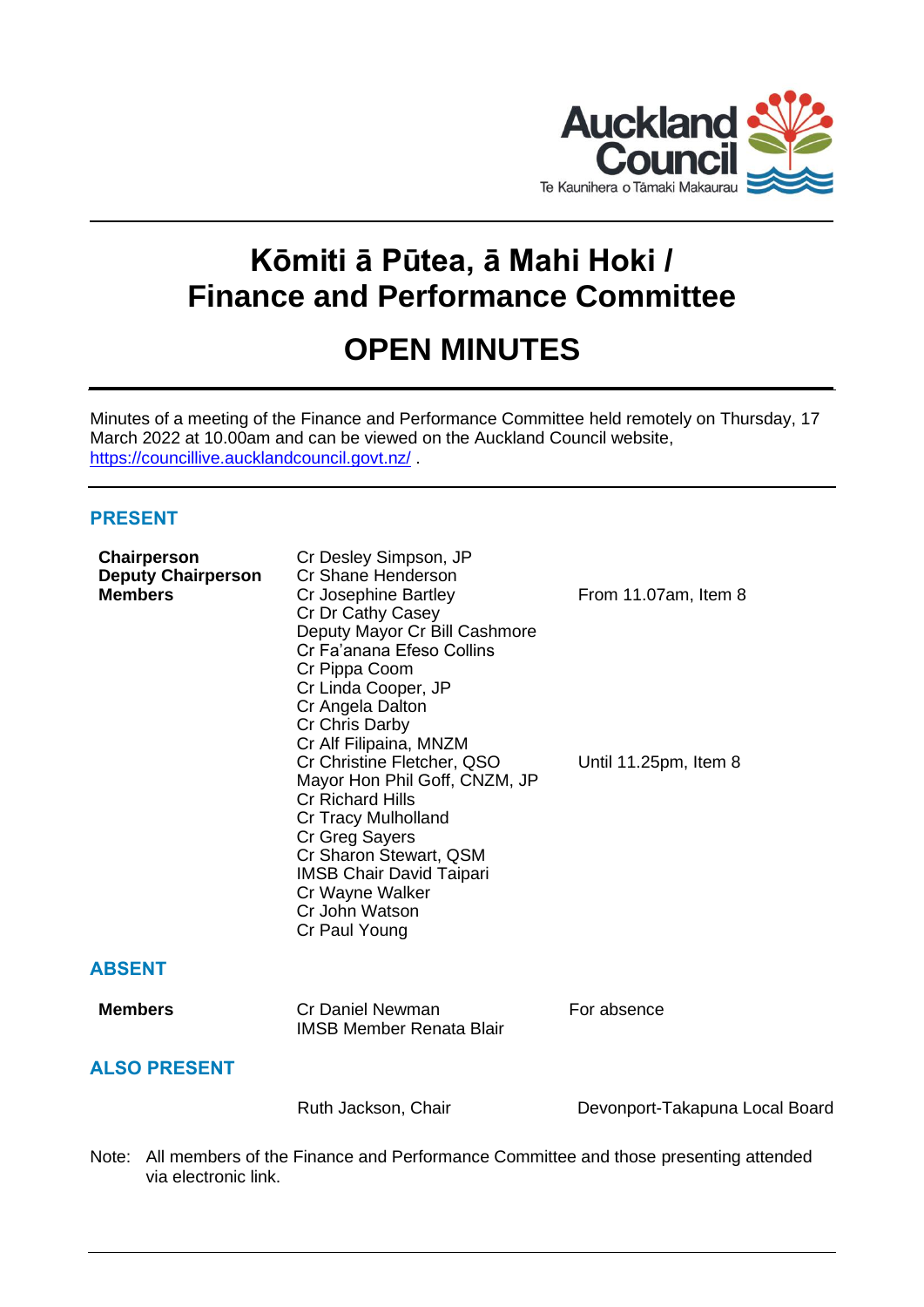Auckland Council

Te Kaunihera o Tāmaki Makaurau

# Kōmiti ā Pūtea, ā Mahi Hoki / Finance and Performance Committee

# OPEN MINUTES

Minutes of a meeting of the Finance and Performance Committee held remotely on Thursday, 17 March 2022 at 10.00am and can be viewed on the Auckland Council website, https://councillive.aucklandcouncil.govt.nz/ .

## PRESENT

| | | |
|---|---|---|
| **Chairperson** | Cr Desley Simpson, JP | |
| **Deputy Chairperson** | Cr Shane Henderson | |
| **Members** | Cr Josephine Bartley | From 11.07am, Item 8 |
| | Cr Dr Cathy Casey | |
| | Deputy Mayor Cr Bill Cashmore | |
| | Cr Fa'anana Efeso Collins | |
| | Cr Pippa Coom | |
| | Cr Linda Cooper, JP | |
| | Cr Angela Dalton | |
| | Cr Chris Darby | |
| | Cr Alf Filipaina, MNZM | |
| | Cr Christine Fletcher, QSO | Until 11.25pm, Item 8 |
| | Mayor Hon Phil Goff, CNZM, JP | |
| | Cr Richard Hills | |
| | Cr Tracy Mulholland | |
| | Cr Greg Sayers | |
| | Cr Sharon Stewart, QSM | |
| | IMSB Chair David Taipari | |
| | Cr Wayne Walker | |
| | Cr John Watson | |
| | Cr Paul Young | |

## ABSENT

| | | |
|---|---|---|
| **Members** | Cr Daniel Newman | For absence |
| | IMSB Member Renata Blair | |

## ALSO PRESENT

| | |
|---|---|
| Ruth Jackson, Chair | Devonport-Takapuna Local Board |

Note: All members of the Finance and Performance Committee and those presenting attended via electronic link.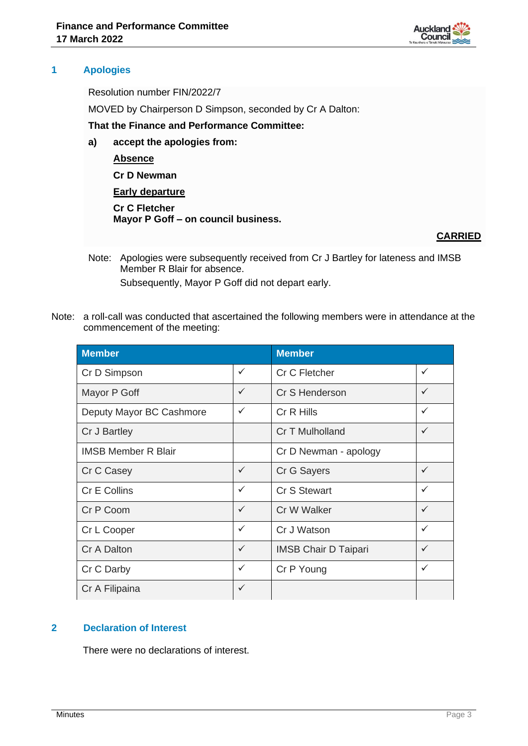## 1 Apologies

Resolution number FIN/2022/7

MOVED by Chairperson D Simpson, seconded by Cr A Dalton:

**That the Finance and Performance Committee:**

**a) accept the apologies from:**

**Absence**

**Cr D Newman**

**Early departure**

**Cr C Fletcher**
**Mayor P Goff – on council business.**

**CARRIED**

Note: Apologies were subsequently received from Cr J Bartley for lateness and IMSB Member R Blair for absence.
Subsequently, Mayor P Goff did not depart early.

Note: a roll-call was conducted that ascertained the following members were in attendance at the commencement of the meeting:

| Member | | Member | |
|---|---|---|---|
| Cr D Simpson | ✓ | Cr C Fletcher | ✓ |
| Mayor P Goff | ✓ | Cr S Henderson | ✓ |
| Deputy Mayor BC Cashmore | ✓ | Cr R Hills | ✓ |
| Cr J Bartley | | Cr T Mulholland | ✓ |
| IMSB Member R Blair | | Cr D Newman - apology | |
| Cr C Casey | ✓ | Cr G Sayers | ✓ |
| Cr E Collins | ✓ | Cr S Stewart | ✓ |
| Cr P Coom | ✓ | Cr W Walker | ✓ |
| Cr L Cooper | ✓ | Cr J Watson | ✓ |
| Cr A Dalton | ✓ | IMSB Chair D Taipari | ✓ |
| Cr C Darby | ✓ | Cr P Young | ✓ |
| Cr A Filipaina | ✓ | | |

## 2 Declaration of Interest

There were no declarations of interest.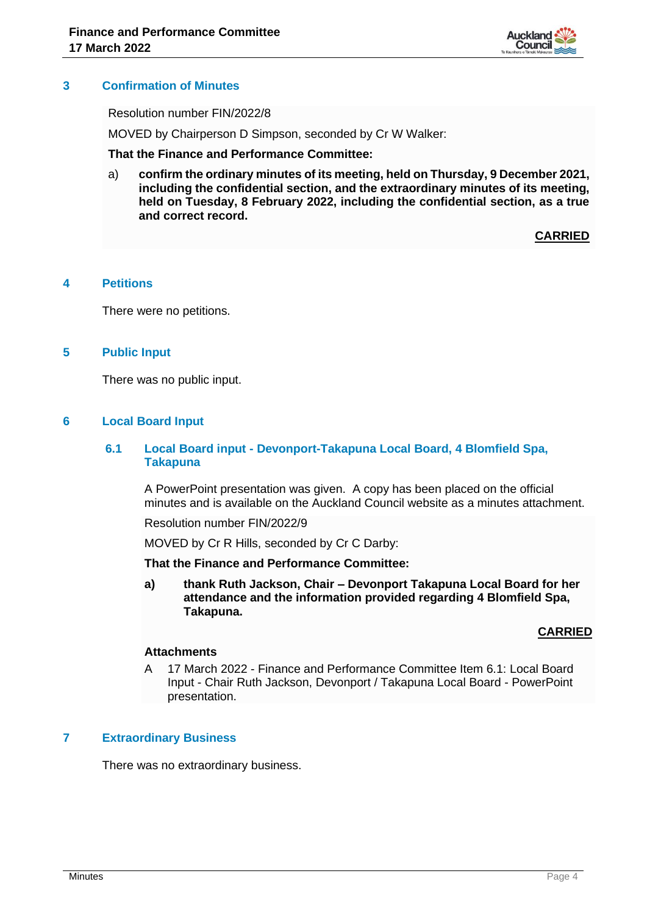## 3 Confirmation of Minutes

Resolution number FIN/2022/8

MOVED by Chairperson D Simpson, seconded by Cr W Walker:

**That the Finance and Performance Committee:**

a) **confirm the ordinary minutes of its meeting, held on Thursday, 9 December 2021, including the confidential section, and the extraordinary minutes of its meeting, held on Tuesday, 8 February 2022, including the confidential section, as a true and correct record.**

**CARRIED**

## 4 Petitions

There were no petitions.

## 5 Public Input

There was no public input.

## 6 Local Board Input

### 6.1 Local Board input - Devonport-Takapuna Local Board, 4 Blomfield Spa, Takapuna

A PowerPoint presentation was given. A copy has been placed on the official minutes and is available on the Auckland Council website as a minutes attachment.

Resolution number FIN/2022/9

MOVED by Cr R Hills, seconded by Cr C Darby:

**That the Finance and Performance Committee:**

**a) thank Ruth Jackson, Chair – Devonport Takapuna Local Board for her attendance and the information provided regarding 4 Blomfield Spa, Takapuna.**

**CARRIED**

**Attachments**

A 17 March 2022 - Finance and Performance Committee Item 6.1: Local Board Input - Chair Ruth Jackson, Devonport / Takapuna Local Board - PowerPoint presentation.

## 7 Extraordinary Business

There was no extraordinary business.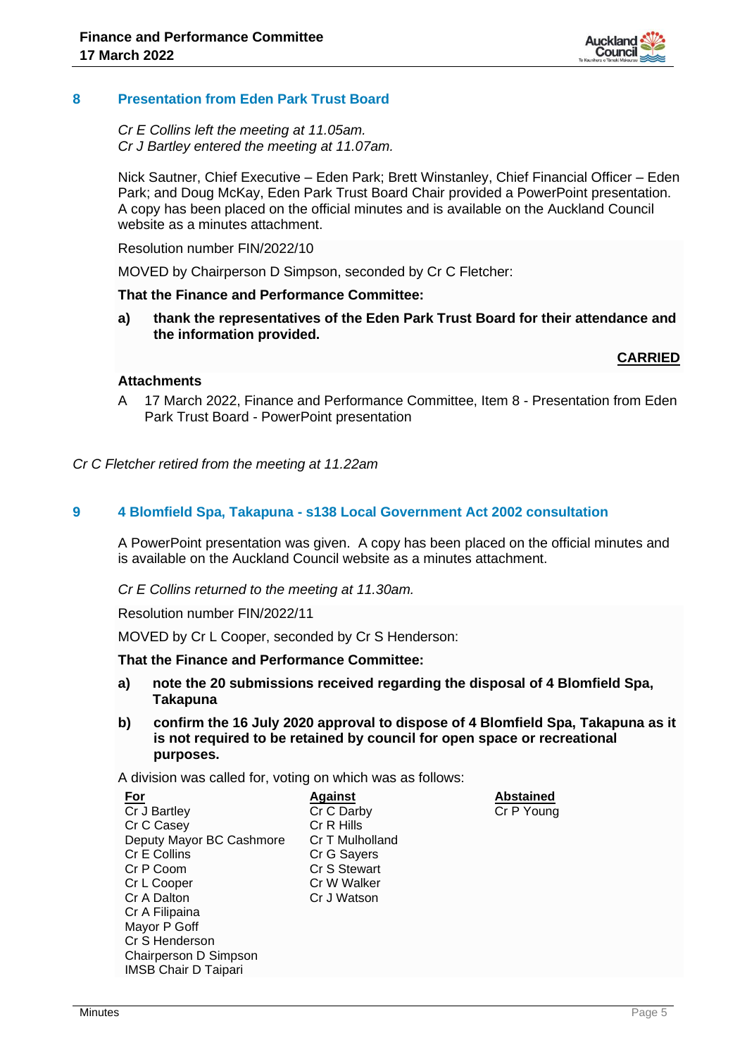## 8 Presentation from Eden Park Trust Board

*Cr E Collins left the meeting at 11.05am.*
*Cr J Bartley entered the meeting at 11.07am.*

Nick Sautner, Chief Executive – Eden Park; Brett Winstanley, Chief Financial Officer – Eden Park; and Doug McKay, Eden Park Trust Board Chair provided a PowerPoint presentation. A copy has been placed on the official minutes and is available on the Auckland Council website as a minutes attachment.

Resolution number FIN/2022/10

MOVED by Chairperson D Simpson, seconded by Cr C Fletcher:

**That the Finance and Performance Committee:**

**a) thank the representatives of the Eden Park Trust Board for their attendance and the information provided.**

**CARRIED**

**Attachments**

A 17 March 2022, Finance and Performance Committee, Item 8 - Presentation from Eden Park Trust Board - PowerPoint presentation

*Cr C Fletcher retired from the meeting at 11.22am*

## 9 4 Blomfield Spa, Takapuna - s138 Local Government Act 2002 consultation

A PowerPoint presentation was given. A copy has been placed on the official minutes and is available on the Auckland Council website as a minutes attachment.

*Cr E Collins returned to the meeting at 11.30am.*

Resolution number FIN/2022/11

MOVED by Cr L Cooper, seconded by Cr S Henderson:

**That the Finance and Performance Committee:**

**a) note the 20 submissions received regarding the disposal of 4 Blomfield Spa, Takapuna**

**b) confirm the 16 July 2020 approval to dispose of 4 Blomfield Spa, Takapuna as it is not required to be retained by council for open space or recreational purposes.**

A division was called for, voting on which was as follows:

| For | Against | Abstained |
|---|---|---|
| Cr J Bartley | Cr C Darby | Cr P Young |
| Cr C Casey | Cr R Hills | |
| Deputy Mayor BC Cashmore | Cr T Mulholland | |
| Cr E Collins | Cr G Sayers | |
| Cr P Coom | Cr S Stewart | |
| Cr L Cooper | Cr W Walker | |
| Cr A Dalton | Cr J Watson | |
| Cr A Filipaina | | |
| Mayor P Goff | | |
| Cr S Henderson | | |
| Chairperson D Simpson | | |
| IMSB Chair D Taipari | | |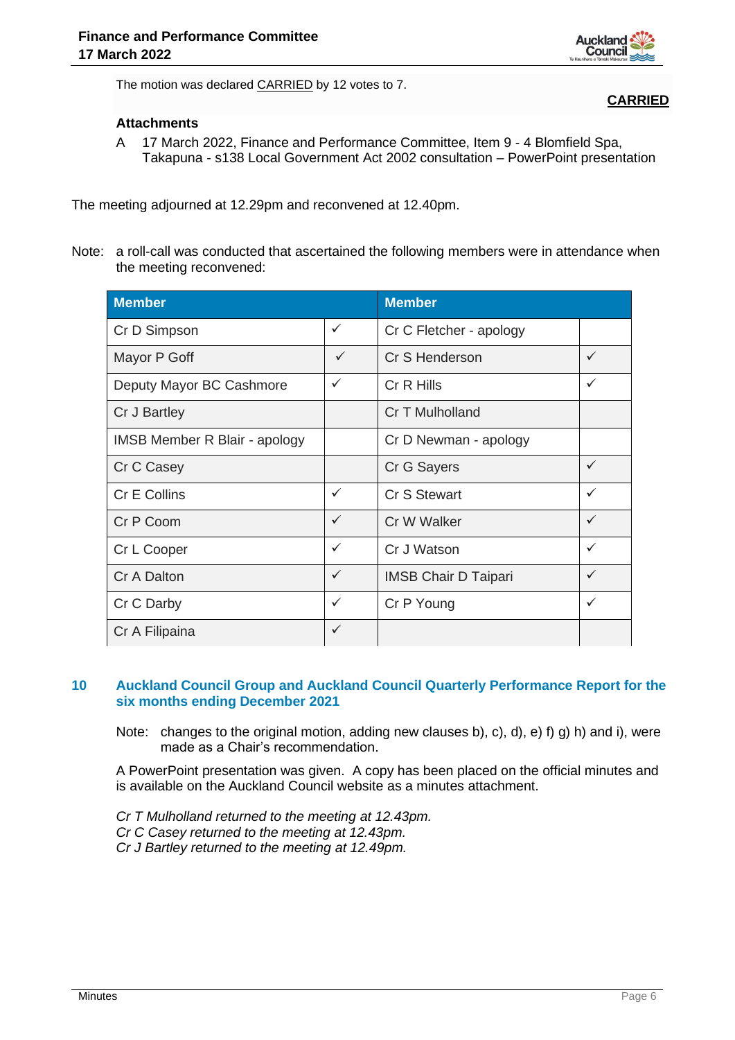The motion was declared CARRIED by 12 votes to 7.

**CARRIED**

**Attachments**

A 17 March 2022, Finance and Performance Committee, Item 9 - 4 Blomfield Spa, Takapuna - s138 Local Government Act 2002 consultation – PowerPoint presentation

The meeting adjourned at 12.29pm and reconvened at 12.40pm.

Note: a roll-call was conducted that ascertained the following members were in attendance when the meeting reconvened:

| Member | | Member | |
|---|---|---|---|
| Cr D Simpson | ✓ | Cr C Fletcher - apology | |
| Mayor P Goff | ✓ | Cr S Henderson | ✓ |
| Deputy Mayor BC Cashmore | ✓ | Cr R Hills | ✓ |
| Cr J Bartley | | Cr T Mulholland | |
| IMSB Member R Blair - apology | | Cr D Newman - apology | |
| Cr C Casey | | Cr G Sayers | ✓ |
| Cr E Collins | ✓ | Cr S Stewart | ✓ |
| Cr P Coom | ✓ | Cr W Walker | ✓ |
| Cr L Cooper | ✓ | Cr J Watson | ✓ |
| Cr A Dalton | ✓ | IMSB Chair D Taipari | ✓ |
| Cr C Darby | ✓ | Cr P Young | ✓ |
| Cr A Filipaina | ✓ | | |

## 10 Auckland Council Group and Auckland Council Quarterly Performance Report for the six months ending December 2021

Note: changes to the original motion, adding new clauses b), c), d), e) f) g) h) and i), were made as a Chair's recommendation.

A PowerPoint presentation was given. A copy has been placed on the official minutes and is available on the Auckland Council website as a minutes attachment.

*Cr T Mulholland returned to the meeting at 12.43pm.*
*Cr C Casey returned to the meeting at 12.43pm.*
*Cr J Bartley returned to the meeting at 12.49pm.*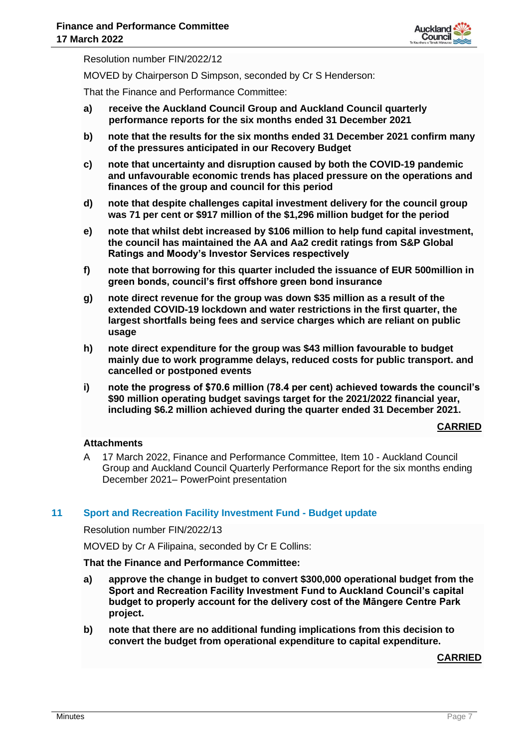Resolution number FIN/2022/12

MOVED by Chairperson D Simpson, seconded by Cr S Henderson:

That the Finance and Performance Committee:

a) **receive the Auckland Council Group and Auckland Council quarterly performance reports for the six months ended 31 December 2021**

b) **note that the results for the six months ended 31 December 2021 confirm many of the pressures anticipated in our Recovery Budget**

c) **note that uncertainty and disruption caused by both the COVID-19 pandemic and unfavourable economic trends has placed pressure on the operations and finances of the group and council for this period**

d) **note that despite challenges capital investment delivery for the council group was 71 per cent or $917 million of the $1,296 million budget for the period**

e) **note that whilst debt increased by $106 million to help fund capital investment, the council has maintained the AA and Aa2 credit ratings from S&P Global Ratings and Moody's Investor Services respectively**

f) **note that borrowing for this quarter included the issuance of EUR 500million in green bonds, council's first offshore green bond insurance**

g) **note direct revenue for the group was down $35 million as a result of the extended COVID-19 lockdown and water restrictions in the first quarter, the largest shortfalls being fees and service charges which are reliant on public usage**

h) **note direct expenditure for the group was $43 million favourable to budget mainly due to work programme delays, reduced costs for public transport. and cancelled or postponed events**

i) **note the progress of $70.6 million (78.4 per cent) achieved towards the council's $90 million operating budget savings target for the 2021/2022 financial year, including $6.2 million achieved during the quarter ended 31 December 2021.**

**CARRIED**

**Attachments**

A 17 March 2022, Finance and Performance Committee, Item 10 - Auckland Council Group and Auckland Council Quarterly Performance Report for the six months ending December 2021– PowerPoint presentation

## 11 Sport and Recreation Facility Investment Fund - Budget update

Resolution number FIN/2022/13

MOVED by Cr A Filipaina, seconded by Cr E Collins:

**That the Finance and Performance Committee:**

a) **approve the change in budget to convert $300,000 operational budget from the Sport and Recreation Facility Investment Fund to Auckland Council's capital budget to properly account for the delivery cost of the Māngere Centre Park project.**

b) **note that there are no additional funding implications from this decision to convert the budget from operational expenditure to capital expenditure.**

**CARRIED**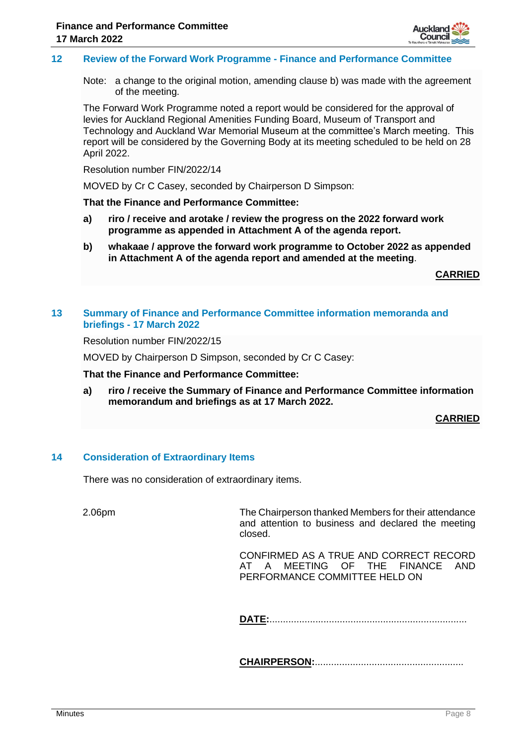## 12 Review of the Forward Work Programme - Finance and Performance Committee

Note: a change to the original motion, amending clause b) was made with the agreement of the meeting.

The Forward Work Programme noted a report would be considered for the approval of levies for Auckland Regional Amenities Funding Board, Museum of Transport and Technology and Auckland War Memorial Museum at the committee's March meeting. This report will be considered by the Governing Body at its meeting scheduled to be held on 28 April 2022.

Resolution number FIN/2022/14

MOVED by Cr C Casey, seconded by Chairperson D Simpson:

**That the Finance and Performance Committee:**

**a) riro / receive and arotake / review the progress on the 2022 forward work programme as appended in Attachment A of the agenda report.**

**b) whakaae / approve the forward work programme to October 2022 as appended in Attachment A of the agenda report and amended at the meeting**.

**CARRIED**

## 13 Summary of Finance and Performance Committee information memoranda and briefings - 17 March 2022

Resolution number FIN/2022/15

MOVED by Chairperson D Simpson, seconded by Cr C Casey:

**That the Finance and Performance Committee:**

**a) riro / receive the Summary of Finance and Performance Committee information memorandum and briefings as at 17 March 2022.**

**CARRIED**

## 14 Consideration of Extraordinary Items

There was no consideration of extraordinary items.

2.06pm

The Chairperson thanked Members for their attendance and attention to business and declared the meeting closed.

CONFIRMED AS A TRUE AND CORRECT RECORD AT A MEETING OF THE FINANCE AND PERFORMANCE COMMITTEE HELD ON

**DATE:**.........................................................................

**CHAIRPERSON:**.......................................................